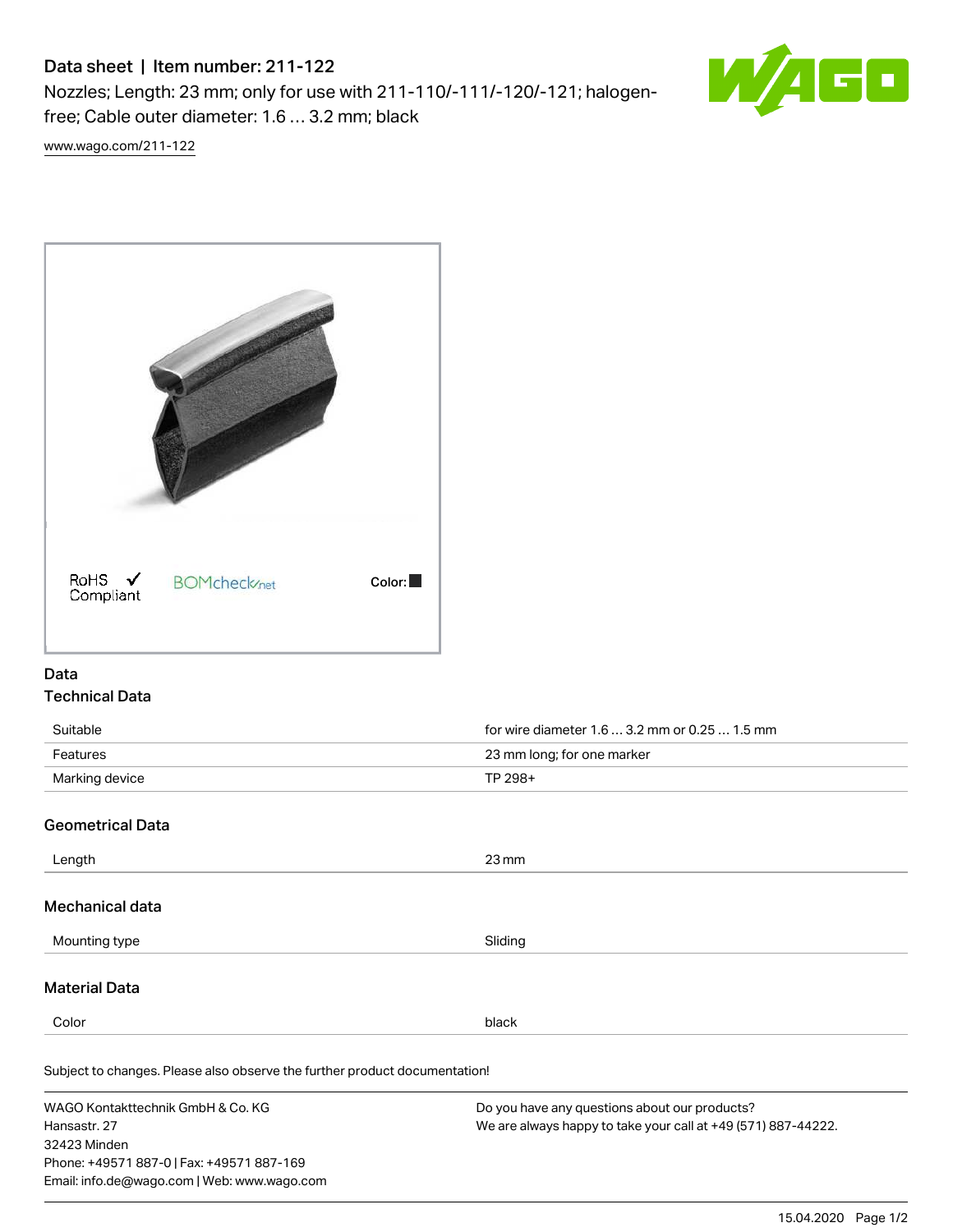# Data sheet | Item number: 211-122

Nozzles; Length: 23 mm; only for use with 211-110/-111/-120/-121; halogen-free; Cable outer diameter: 1.6 … 3.2 mm; black

www.wago.com/211-122

RoHS ✓ Compliant

BOMcheck.net

Color: ■

## Data

### Technical Data

| | |
|---|---|
| Suitable | for wire diameter 1.6 … 3.2 mm or 0.25 … 1.5 mm |
| Features | 23 mm long; for one marker |
| Marking device | TP 298+ |

### Geometrical Data

| | |
|---|---|
| Length | 23 mm |

### Mechanical data

| | |
|---|---|
| Mounting type | Sliding |

### Material Data

| | |
|---|---|
| Color | black |

Subject to changes. Please also observe the further product documentation!

WAGO Kontakttechnik GmbH & Co. KG
Hansastr. 27
32423 Minden
Phone: +49571 887-0 | Fax: +49571 887-169
Email: info.de@wago.com | Web: www.wago.com

Do you have any questions about our products?
We are always happy to take your call at +49 (571) 887-44222.

15.04.2020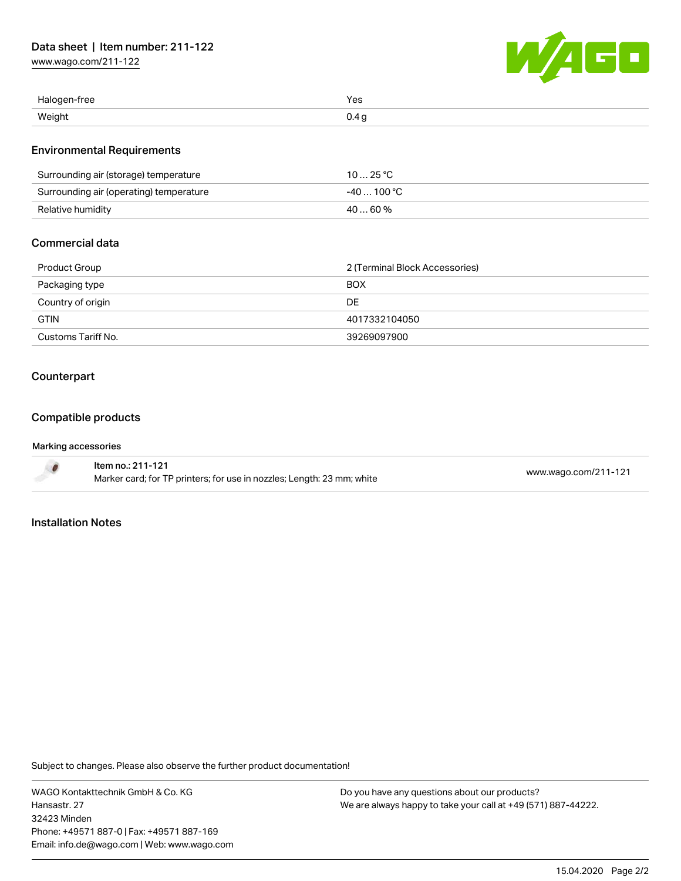| | |
|---|---|
| Halogen-free | Yes |
| Weight | 0.4 g |

## Environmental Requirements

| | |
|---|---|
| Surrounding air (storage) temperature | 10 … 25 °C |
| Surrounding air (operating) temperature | -40 … 100 °C |
| Relative humidity | 40 … 60 % |

## Commercial data

| | |
|---|---|
| Product Group | 2 (Terminal Block Accessories) |
| Packaging type | BOX |
| Country of origin | DE |
| GTIN | 4017332104050 |
| Customs Tariff No. | 39269097900 |

## Counterpart

## Compatible products

### Marking accessories

| | |
|---|---|
| **Item no.: 211-121**<br>Marker card; for TP printers; for use in nozzles; Length: 23 mm; white | www.wago.com/211-121 |

## Installation Notes

Subject to changes. Please also observe the further product documentation!

WAGO Kontakttechnik GmbH & Co. KG
Hansastr. 27
32423 Minden
Phone: +49571 887-0 | Fax: +49571 887-169
Email: info.de@wago.com | Web: www.wago.com

Do you have any questions about our products?
We are always happy to take your call at +49 (571) 887-44222.